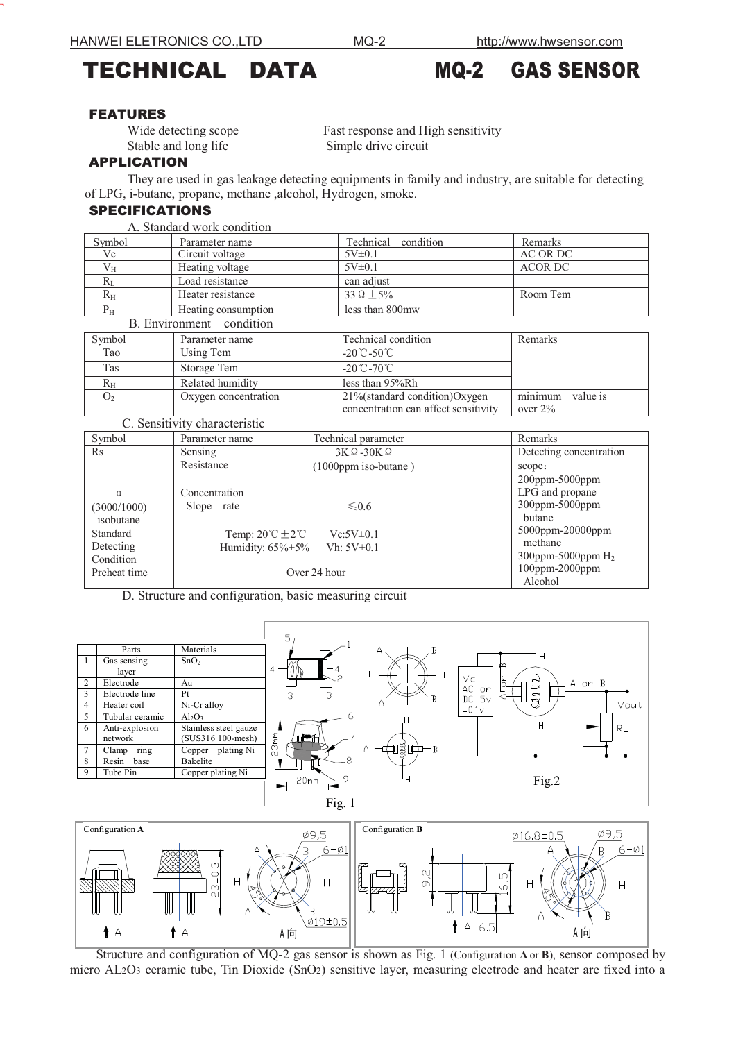# TECHNICAL DATA MQ-2 GAS SENSOR

## FEATURES

Wide detecting scope
Stable and long life
Fast response and High sensitivity
Simple drive circuit

## APPLICATION

They are used in gas leakage detecting equipments in family and industry, are suitable for detecting of LPG, i-butane, propane, methane ,alcohol, Hydrogen, smoke.

## SPECIFICATIONS

A. Standard work condition

| Symbol | Parameter name | Technical condition | Remarks |
|---|---|---|---|
| Vc | Circuit voltage | 5V±0.1 | AC OR DC |
| $V_H$ | Heating voltage | 5V±0.1 | ACOR DC |
| $R_L$ | Load resistance | can adjust | |
| $R_H$ | Heater resistance | 33Ω±5% | Room Tem |
| $P_H$ | Heating consumption | less than 800mw | |

B. Environment condition

| Symbol | Parameter name | Technical condition | Remarks |
|---|---|---|---|
| Tao | Using Tem | -20℃-50℃ | |
| Tas | Storage Tem | -20℃-70℃ | |
| $R_H$ | Related humidity | less than 95%Rh | |
| $O_2$ | Oxygen concentration | 21%(standard condition)Oxygen concentration can affect sensitivity | minimum value is over 2% |

C. Sensitivity characteristic

| Symbol | Parameter name | Technical parameter | Remarks |
|---|---|---|---|
| Rs | Sensing Resistance | 3KΩ-30KΩ (1000ppm iso-butane ) | Detecting concentration scope: 200ppm-5000ppm LPG and propane 300ppm-5000ppm butane 5000ppm-20000ppm methane 300ppm-5000ppm $H_2$ 100ppm-2000ppm Alcohol |
| α (3000/1000) isobutane | Concentration Slope rate | ≤0.6 | |
| Standard Detecting Condition | Temp: 20℃±2℃ Vc:5V±0.1 Humidity: 65%±5% Vh: 5V±0.1 | | |
| Preheat time | Over 24 hour | | |

D. Structure and configuration, basic measuring circuit

| | Parts | Materials |
|---|---|---|
| 1 | Gas sensing layer | $SnO_2$ |
| 2 | Electrode | Au |
| 3 | Electrode line | Pt |
| 4 | Heater coil | Ni-Cr alloy |
| 5 | Tubular ceramic | $Al_2O_3$ |
| 6 | Anti-explosion network | Stainless steel gauze (SUS316 100-mesh) |
| 7 | Clamp ring | Copper plating Ni |
| 8 | Resin base | Bakelite |
| 9 | Tube Pin | Copper plating Ni |

Fig. 1

Fig.2

Configuration **A**

Configuration **B**

Structure and configuration of MQ-2 gas sensor is shown as Fig. 1 (Configuration **A** or **B**), sensor composed by micro $AL_2O_3$ ceramic tube, Tin Dioxide ($SnO_2$) sensitive layer, measuring electrode and heater are fixed into a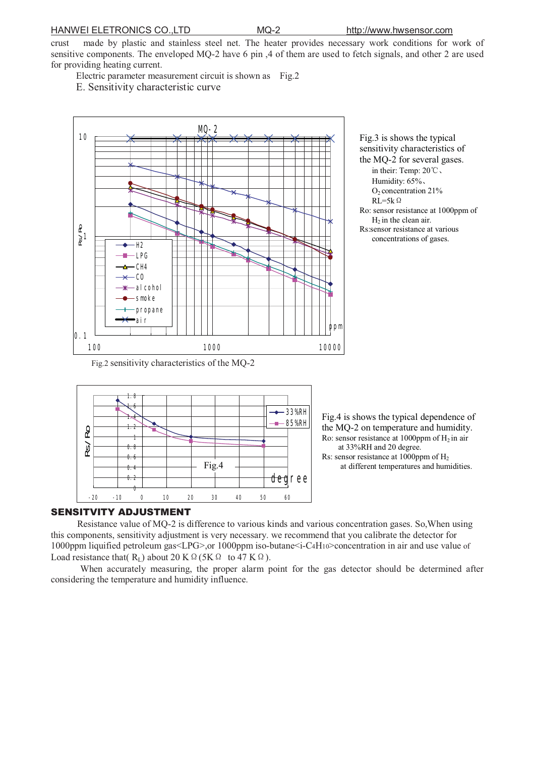crust made by plastic and stainless steel net. The heater provides necessary work conditions for work of sensitive components. The enveloped MQ-2 have 6 pin ,4 of them are used to fetch signals, and other 2 are used for providing heating current.

Electric parameter measurement circuit is shown as Fig.2

E. Sensitivity characteristic curve

MQ-2

10

Rs/Ro

1

0.1

100

1000

10000

ppm

H2

LPG

CH4

CO

alcohol

smoke

propane

air

Fig.2 sensitivity characteristics of the MQ-2

Fig.3 is shows the typical sensitivity characteristics of the MQ-2 for several gases.

in their: Temp: 20℃、

Humidity: 65%、

$O_2$ concentration 21%

RL=5k Ω

Ro: sensor resistance at 1000ppm of $H_2$ in the clean air.

Rs:sensor resistance at various concentrations of gases.

Rs/Ro

1.8

1.6

1.4

1.2

1

0.8

0.6

0.4

0.2

0

-20

-10

0

10

20

30

40

50

60

33%RH

85%RH

Fig.4

degree

Fig.4 is shows the typical dependence of the MQ-2 on temperature and humidity.

Ro: sensor resistance at 1000ppm of $H_2$ in air at 33%RH and 20 degree.

Rs: sensor resistance at 1000ppm of $H_2$ at different temperatures and humidities.

## SENSITVITY ADJUSTMENT

Resistance value of MQ-2 is difference to various kinds and various concentration gases. So,When using this components, sensitivity adjustment is very necessary. we recommend that you calibrate the detector for 1000ppm liquified petroleum gas<LPG>,or 1000ppm iso-butane<i-$C_4H_{10}$>concentration in air and use value of Load resistance that( $R_L$) about 20 KΩ (5KΩ to 47 KΩ).

When accurately measuring, the proper alarm point for the gas detector should be determined after considering the temperature and humidity influence.